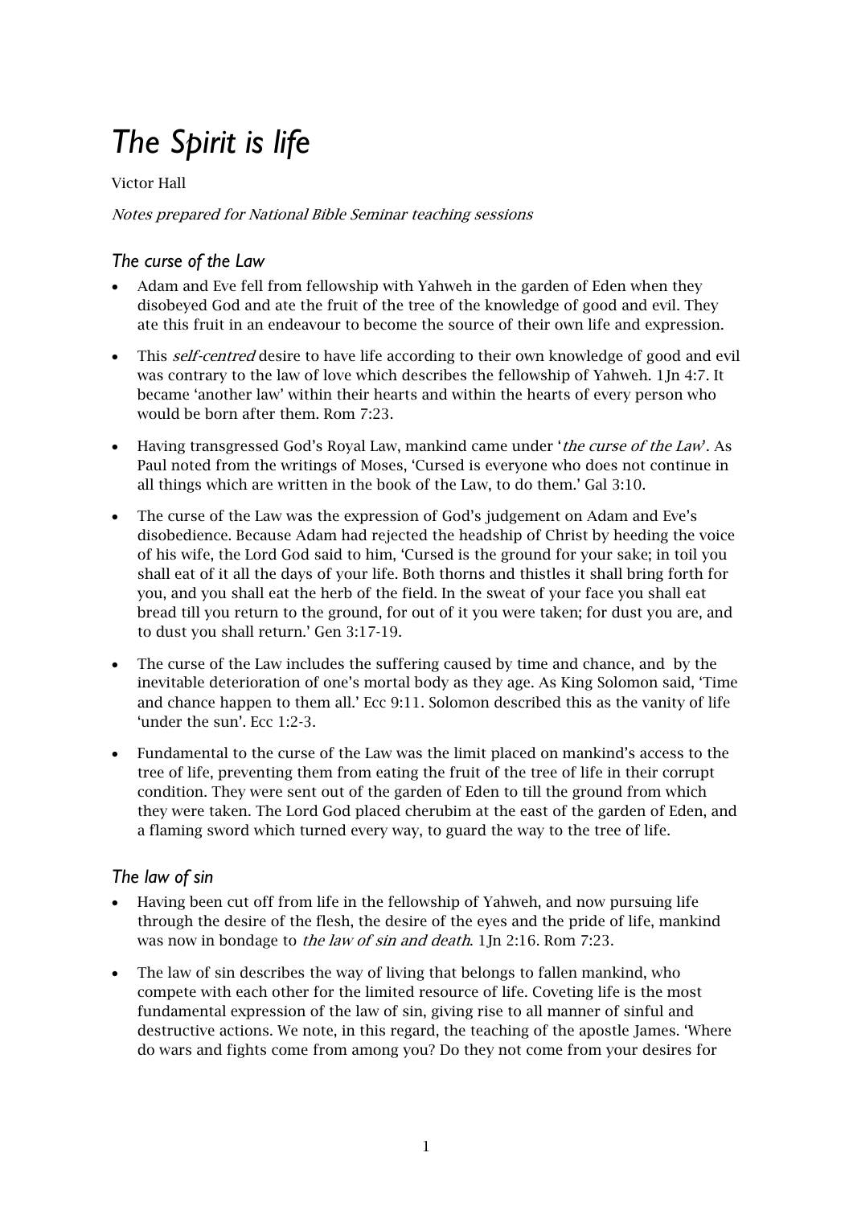# *The Spirit is life*

Victor Hall

*Notes prepared for National Bible Seminar teaching sessions*

## *The curse of the Law*

- Adam and Eve fell from fellowship with Yahweh in the garden of Eden when they disobeyed God and ate the fruit of the tree of the knowledge of good and evil. They ate this fruit in an endeavour to become the source of their own life and expression.
- This *self-centred* desire to have life according to their own knowledge of good and evil was contrary to the law of love which describes the fellowship of Yahweh. 1Jn 4:7. It became 'another law' within their hearts and within the hearts of every person who would be born after them. Rom 7:23.
- Having transgressed God's Royal Law, mankind came under '*the curse of the Law*'. As Paul noted from the writings of Moses, 'Cursed is everyone who does not continue in all things which are written in the book of the Law, to do them.' Gal 3:10.
- The curse of the Law was the expression of God's judgement on Adam and Eve's disobedience. Because Adam had rejected the headship of Christ by heeding the voice of his wife, the Lord God said to him, 'Cursed is the ground for your sake; in toil you shall eat of it all the days of your life. Both thorns and thistles it shall bring forth for you, and you shall eat the herb of the field. In the sweat of your face you shall eat bread till you return to the ground, for out of it you were taken; for dust you are, and to dust you shall return.' Gen 3:17-19.
- The curse of the Law includes the suffering caused by time and chance, and by the inevitable deterioration of one's mortal body as they age. As King Solomon said, 'Time and chance happen to them all.' Ecc 9:11. Solomon described this as the vanity of life 'under the sun'. Ecc 1:2-3.
- Fundamental to the curse of the Law was the limit placed on mankind's access to the tree of life, preventing them from eating the fruit of the tree of life in their corrupt condition. They were sent out of the garden of Eden to till the ground from which they were taken. The Lord God placed cherubim at the east of the garden of Eden, and a flaming sword which turned every way, to guard the way to the tree of life.

## *The law of sin*

- Having been cut off from life in the fellowship of Yahweh, and now pursuing life through the desire of the flesh, the desire of the eyes and the pride of life, mankind was now in bondage to *the law of sin and death*. 1Jn 2:16. Rom 7:23.
- The law of sin describes the way of living that belongs to fallen mankind, who compete with each other for the limited resource of life. Coveting life is the most fundamental expression of the law of sin, giving rise to all manner of sinful and destructive actions. We note, in this regard, the teaching of the apostle James. 'Where do wars and fights come from among you? Do they not come from your desires for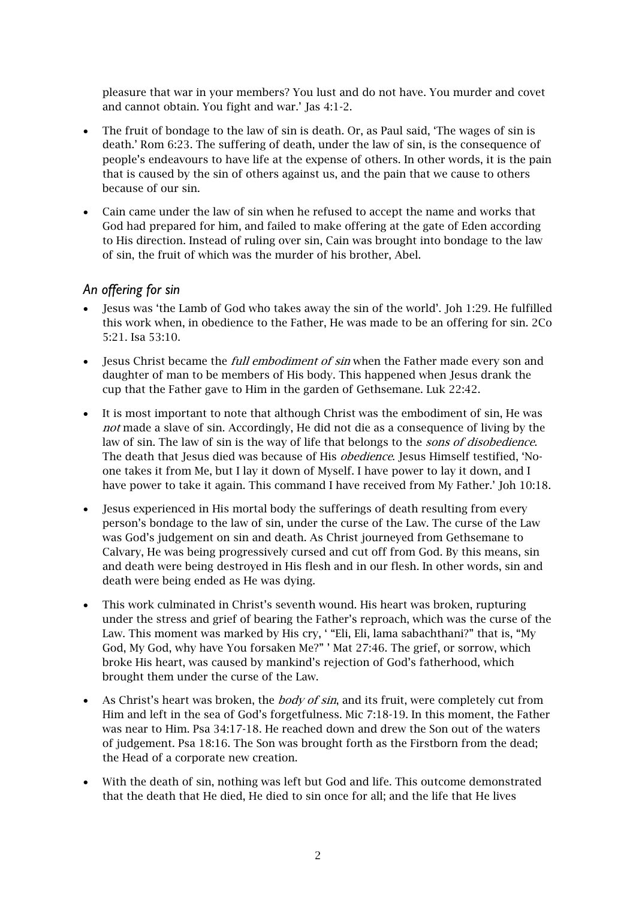pleasure that war in your members? You lust and do not have. You murder and covet and cannot obtain. You fight and war.' Jas 4:1-2.

- The fruit of bondage to the law of sin is death. Or, as Paul said, 'The wages of sin is death.' Rom 6:23. The suffering of death, under the law of sin, is the consequence of people's endeavours to have life at the expense of others. In other words, it is the pain that is caused by the sin of others against us, and the pain that we cause to others because of our sin.

- Cain came under the law of sin when he refused to accept the name and works that God had prepared for him, and failed to make offering at the gate of Eden according to His direction. Instead of ruling over sin, Cain was brought into bondage to the law of sin, the fruit of which was the murder of his brother, Abel.

### *An offering for sin*

- Jesus was 'the Lamb of God who takes away the sin of the world'. Joh 1:29. He fulfilled this work when, in obedience to the Father, He was made to be an offering for sin. 2Co 5:21. Isa 53:10.

- Jesus Christ became the *full embodiment of sin* when the Father made every son and daughter of man to be members of His body. This happened when Jesus drank the cup that the Father gave to Him in the garden of Gethsemane. Luk 22:42.

- It is most important to note that although Christ was the embodiment of sin, He was *not* made a slave of sin. Accordingly, He did not die as a consequence of living by the law of sin. The law of sin is the way of life that belongs to the *sons of disobedience*. The death that Jesus died was because of His *obedience*. Jesus Himself testified, 'No-one takes it from Me, but I lay it down of Myself. I have power to lay it down, and I have power to take it again. This command I have received from My Father.' Joh 10:18.

- Jesus experienced in His mortal body the sufferings of death resulting from every person's bondage to the law of sin, under the curse of the Law. The curse of the Law was God's judgement on sin and death. As Christ journeyed from Gethsemane to Calvary, He was being progressively cursed and cut off from God. By this means, sin and death were being destroyed in His flesh and in our flesh. In other words, sin and death were being ended as He was dying.

- This work culminated in Christ's seventh wound. His heart was broken, rupturing under the stress and grief of bearing the Father's reproach, which was the curse of the Law. This moment was marked by His cry, ' "Eli, Eli, lama sabachthani?" that is, "My God, My God, why have You forsaken Me?" ' Mat 27:46. The grief, or sorrow, which broke His heart, was caused by mankind's rejection of God's fatherhood, which brought them under the curse of the Law.

- As Christ's heart was broken, the *body of sin*, and its fruit, were completely cut from Him and left in the sea of God's forgetfulness. Mic 7:18-19. In this moment, the Father was near to Him. Psa 34:17-18. He reached down and drew the Son out of the waters of judgement. Psa 18:16. The Son was brought forth as the Firstborn from the dead; the Head of a corporate new creation.

- With the death of sin, nothing was left but God and life. This outcome demonstrated that the death that He died, He died to sin once for all; and the life that He lives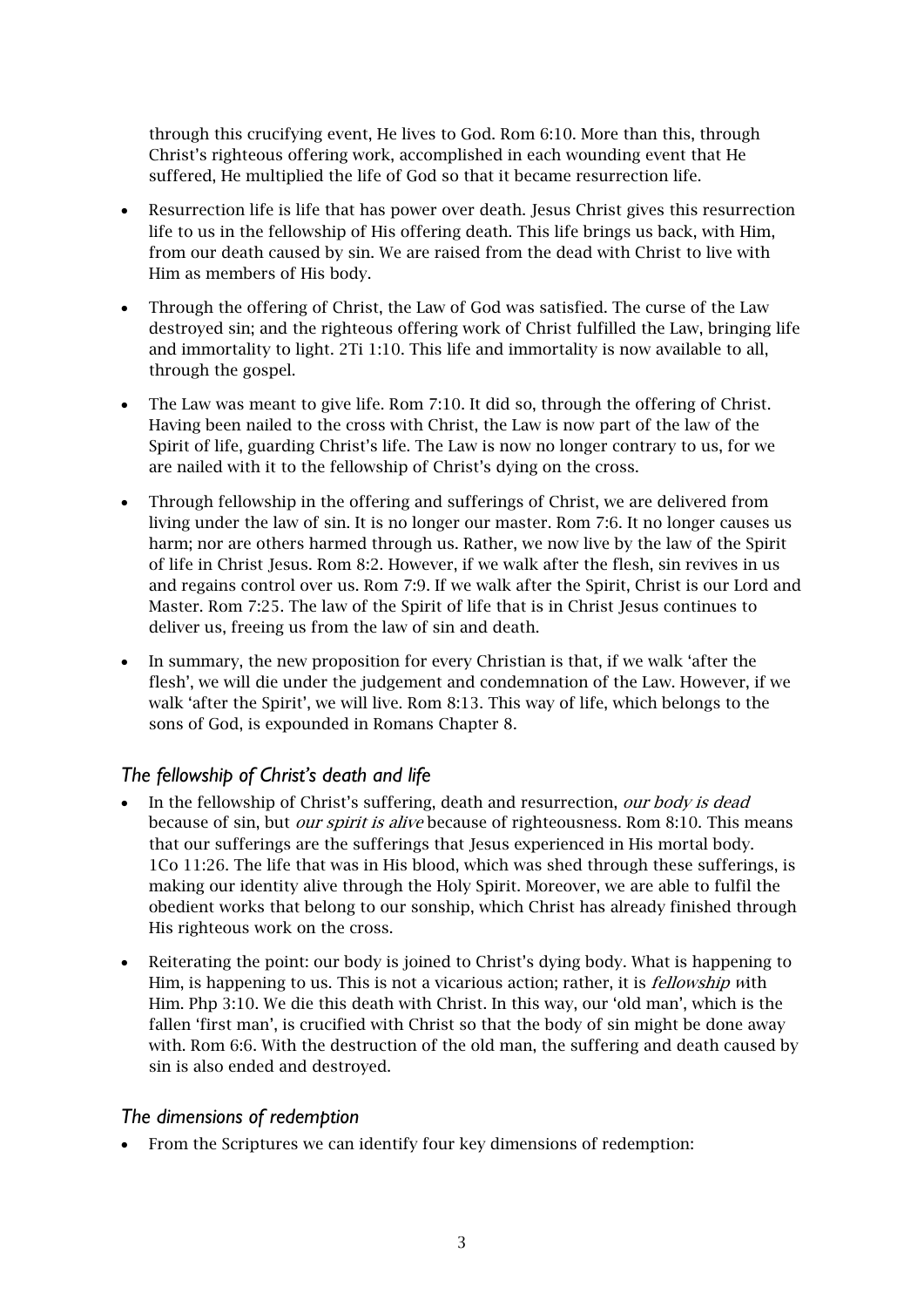through this crucifying event, He lives to God. Rom 6:10. More than this, through Christ's righteous offering work, accomplished in each wounding event that He suffered, He multiplied the life of God so that it became resurrection life.

- Resurrection life is life that has power over death. Jesus Christ gives this resurrection life to us in the fellowship of His offering death. This life brings us back, with Him, from our death caused by sin. We are raised from the dead with Christ to live with Him as members of His body.
- Through the offering of Christ, the Law of God was satisfied. The curse of the Law destroyed sin; and the righteous offering work of Christ fulfilled the Law, bringing life and immortality to light. 2Ti 1:10. This life and immortality is now available to all, through the gospel.
- The Law was meant to give life. Rom 7:10. It did so, through the offering of Christ. Having been nailed to the cross with Christ, the Law is now part of the law of the Spirit of life, guarding Christ's life. The Law is now no longer contrary to us, for we are nailed with it to the fellowship of Christ's dying on the cross.
- Through fellowship in the offering and sufferings of Christ, we are delivered from living under the law of sin. It is no longer our master. Rom 7:6. It no longer causes us harm; nor are others harmed through us. Rather, we now live by the law of the Spirit of life in Christ Jesus. Rom 8:2. However, if we walk after the flesh, sin revives in us and regains control over us. Rom 7:9. If we walk after the Spirit, Christ is our Lord and Master. Rom 7:25. The law of the Spirit of life that is in Christ Jesus continues to deliver us, freeing us from the law of sin and death.
- In summary, the new proposition for every Christian is that, if we walk 'after the flesh', we will die under the judgement and condemnation of the Law. However, if we walk 'after the Spirit', we will live. Rom 8:13. This way of life, which belongs to the sons of God, is expounded in Romans Chapter 8.

### *The fellowship of Christ's death and life*

- In the fellowship of Christ's suffering, death and resurrection, *our body is dead* because of sin, but *our spirit is alive* because of righteousness. Rom 8:10. This means that our sufferings are the sufferings that Jesus experienced in His mortal body. 1Co 11:26. The life that was in His blood, which was shed through these sufferings, is making our identity alive through the Holy Spirit. Moreover, we are able to fulfil the obedient works that belong to our sonship, which Christ has already finished through His righteous work on the cross.
- Reiterating the point: our body is joined to Christ's dying body. What is happening to Him, is happening to us. This is not a vicarious action; rather, it is *fellowship w*ith Him. Php 3:10. We die this death with Christ. In this way, our 'old man', which is the fallen 'first man', is crucified with Christ so that the body of sin might be done away with. Rom 6:6. With the destruction of the old man, the suffering and death caused by sin is also ended and destroyed.

### *The dimensions of redemption*

- From the Scriptures we can identify four key dimensions of redemption: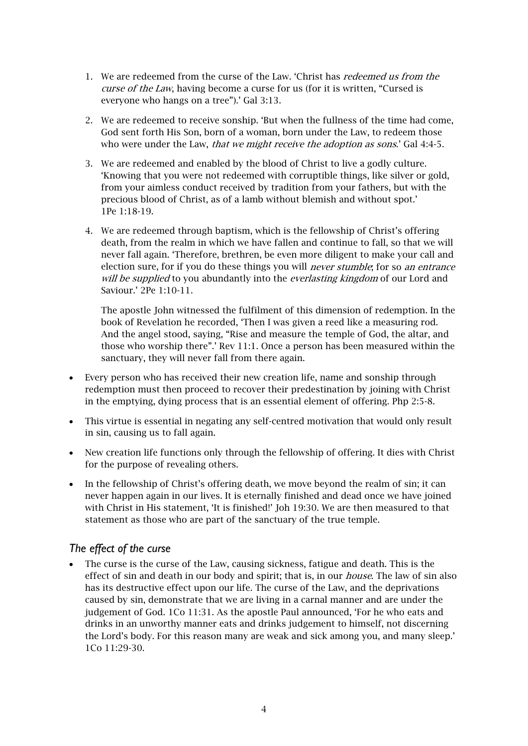1. We are redeemed from the curse of the Law. 'Christ has *redeemed us from the curse of the Law*, having become a curse for us (for it is written, "Cursed is everyone who hangs on a tree").' Gal 3:13.

2. We are redeemed to receive sonship. 'But when the fullness of the time had come, God sent forth His Son, born of a woman, born under the Law, to redeem those who were under the Law, *that we might receive the adoption as sons*.' Gal 4:4-5.

3. We are redeemed and enabled by the blood of Christ to live a godly culture. 'Knowing that you were not redeemed with corruptible things, like silver or gold, from your aimless conduct received by tradition from your fathers, but with the precious blood of Christ, as of a lamb without blemish and without spot.' 1Pe 1:18-19.

4. We are redeemed through baptism, which is the fellowship of Christ's offering death, from the realm in which we have fallen and continue to fall, so that we will never fall again. 'Therefore, brethren, be even more diligent to make your call and election sure, for if you do these things you will *never stumble*; for so *an entrance will be supplied* to you abundantly into the *everlasting kingdom* of our Lord and Saviour.' 2Pe 1:10-11.

   The apostle John witnessed the fulfilment of this dimension of redemption. In the book of Revelation he recorded, 'Then I was given a reed like a measuring rod. And the angel stood, saying, "Rise and measure the temple of God, the altar, and those who worship there".' Rev 11:1. Once a person has been measured within the sanctuary, they will never fall from there again.

- Every person who has received their new creation life, name and sonship through redemption must then proceed to recover their predestination by joining with Christ in the emptying, dying process that is an essential element of offering. Php 2:5-8.
- This virtue is essential in negating any self-centred motivation that would only result in sin, causing us to fall again.
- New creation life functions only through the fellowship of offering. It dies with Christ for the purpose of revealing others.
- In the fellowship of Christ's offering death, we move beyond the realm of sin; it can never happen again in our lives. It is eternally finished and dead once we have joined with Christ in His statement, 'It is finished!' Joh 19:30. We are then measured to that statement as those who are part of the sanctuary of the true temple.

## *The effect of the curse*

- The curse is the curse of the Law, causing sickness, fatigue and death. This is the effect of sin and death in our body and spirit; that is, in our *house*. The law of sin also has its destructive effect upon our life. The curse of the Law, and the deprivations caused by sin, demonstrate that we are living in a carnal manner and are under the judgement of God. 1Co 11:31. As the apostle Paul announced, 'For he who eats and drinks in an unworthy manner eats and drinks judgement to himself, not discerning the Lord's body. For this reason many are weak and sick among you, and many sleep.' 1Co 11:29-30.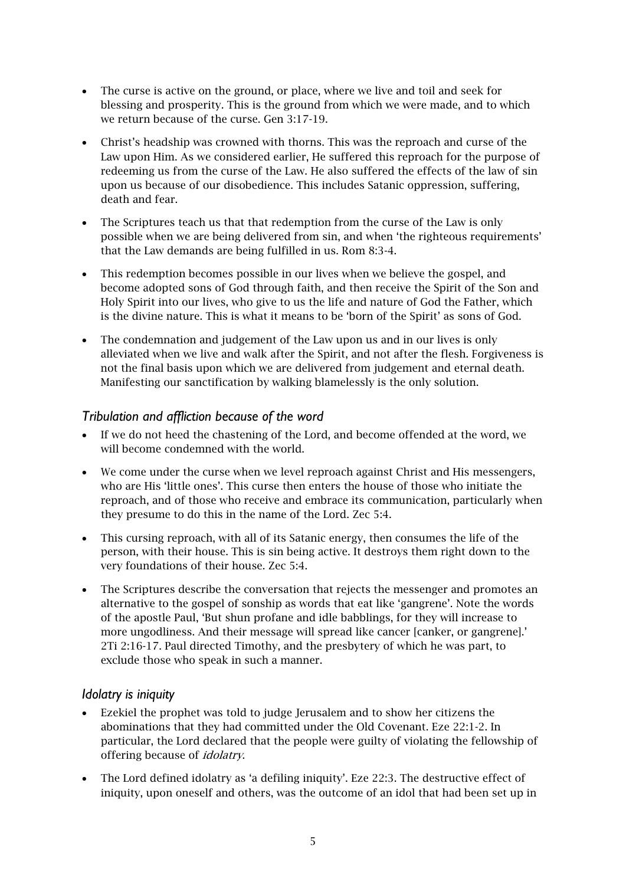- The curse is active on the ground, or place, where we live and toil and seek for blessing and prosperity. This is the ground from which we were made, and to which we return because of the curse. Gen 3:17-19.
- Christ's headship was crowned with thorns. This was the reproach and curse of the Law upon Him. As we considered earlier, He suffered this reproach for the purpose of redeeming us from the curse of the Law. He also suffered the effects of the law of sin upon us because of our disobedience. This includes Satanic oppression, suffering, death and fear.
- The Scriptures teach us that that redemption from the curse of the Law is only possible when we are being delivered from sin, and when 'the righteous requirements' that the Law demands are being fulfilled in us. Rom 8:3-4.
- This redemption becomes possible in our lives when we believe the gospel, and become adopted sons of God through faith, and then receive the Spirit of the Son and Holy Spirit into our lives, who give to us the life and nature of God the Father, which is the divine nature. This is what it means to be 'born of the Spirit' as sons of God.
- The condemnation and judgement of the Law upon us and in our lives is only alleviated when we live and walk after the Spirit, and not after the flesh. Forgiveness is not the final basis upon which we are delivered from judgement and eternal death. Manifesting our sanctification by walking blamelessly is the only solution.

### *Tribulation and affliction because of the word*

- If we do not heed the chastening of the Lord, and become offended at the word, we will become condemned with the world.
- We come under the curse when we level reproach against Christ and His messengers, who are His 'little ones'. This curse then enters the house of those who initiate the reproach, and of those who receive and embrace its communication, particularly when they presume to do this in the name of the Lord. Zec 5:4.
- This cursing reproach, with all of its Satanic energy, then consumes the life of the person, with their house. This is sin being active. It destroys them right down to the very foundations of their house. Zec 5:4.
- The Scriptures describe the conversation that rejects the messenger and promotes an alternative to the gospel of sonship as words that eat like 'gangrene'. Note the words of the apostle Paul, 'But shun profane and idle babblings, for they will increase to more ungodliness. And their message will spread like cancer [canker, or gangrene].' 2Ti 2:16-17. Paul directed Timothy, and the presbytery of which he was part, to exclude those who speak in such a manner.

### *Idolatry is iniquity*

- Ezekiel the prophet was told to judge Jerusalem and to show her citizens the abominations that they had committed under the Old Covenant. Eze 22:1-2. In particular, the Lord declared that the people were guilty of violating the fellowship of offering because of *idolatry*.
- The Lord defined idolatry as 'a defiling iniquity'. Eze 22:3. The destructive effect of iniquity, upon oneself and others, was the outcome of an idol that had been set up in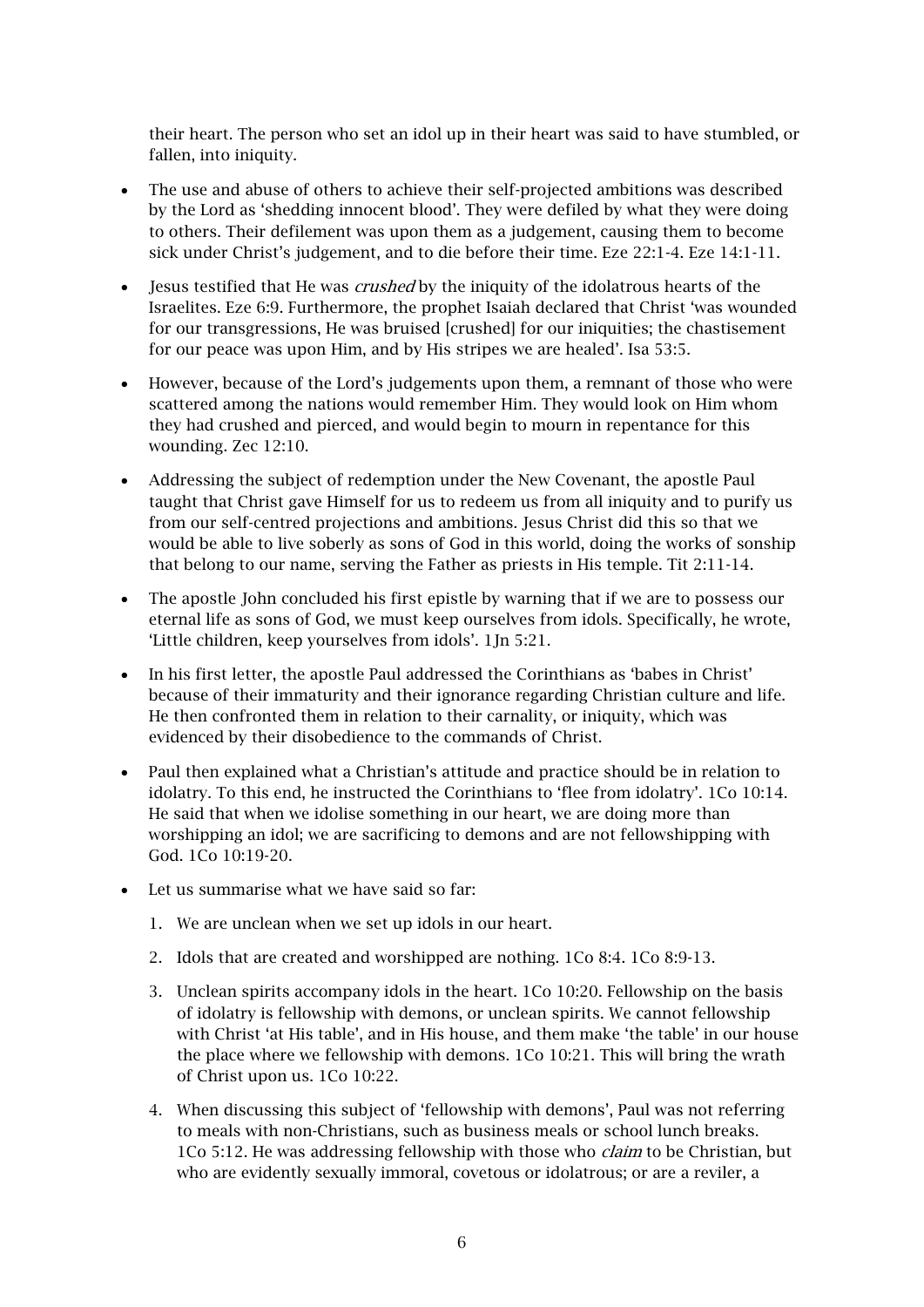their heart. The person who set an idol up in their heart was said to have stumbled, or fallen, into iniquity.

- The use and abuse of others to achieve their self-projected ambitions was described by the Lord as 'shedding innocent blood'. They were defiled by what they were doing to others. Their defilement was upon them as a judgement, causing them to become sick under Christ's judgement, and to die before their time. Eze 22:1-4. Eze 14:1-11.

- Jesus testified that He was *crushed* by the iniquity of the idolatrous hearts of the Israelites. Eze 6:9. Furthermore, the prophet Isaiah declared that Christ 'was wounded for our transgressions, He was bruised [crushed] for our iniquities; the chastisement for our peace was upon Him, and by His stripes we are healed'. Isa 53:5.

- However, because of the Lord's judgements upon them, a remnant of those who were scattered among the nations would remember Him. They would look on Him whom they had crushed and pierced, and would begin to mourn in repentance for this wounding. Zec 12:10.

- Addressing the subject of redemption under the New Covenant, the apostle Paul taught that Christ gave Himself for us to redeem us from all iniquity and to purify us from our self-centred projections and ambitions. Jesus Christ did this so that we would be able to live soberly as sons of God in this world, doing the works of sonship that belong to our name, serving the Father as priests in His temple. Tit 2:11-14.

- The apostle John concluded his first epistle by warning that if we are to possess our eternal life as sons of God, we must keep ourselves from idols. Specifically, he wrote, 'Little children, keep yourselves from idols'. 1Jn 5:21.

- In his first letter, the apostle Paul addressed the Corinthians as 'babes in Christ' because of their immaturity and their ignorance regarding Christian culture and life. He then confronted them in relation to their carnality, or iniquity, which was evidenced by their disobedience to the commands of Christ.

- Paul then explained what a Christian's attitude and practice should be in relation to idolatry. To this end, he instructed the Corinthians to 'flee from idolatry'. 1Co 10:14. He said that when we idolise something in our heart, we are doing more than worshipping an idol; we are sacrificing to demons and are not fellowshipping with God. 1Co 10:19-20.

- Let us summarise what we have said so far:

  1. We are unclean when we set up idols in our heart.

  2. Idols that are created and worshipped are nothing. 1Co 8:4. 1Co 8:9-13.

  3. Unclean spirits accompany idols in the heart. 1Co 10:20. Fellowship on the basis of idolatry is fellowship with demons, or unclean spirits. We cannot fellowship with Christ 'at His table', and in His house, and them make 'the table' in our house the place where we fellowship with demons. 1Co 10:21. This will bring the wrath of Christ upon us. 1Co 10:22.

  4. When discussing this subject of 'fellowship with demons', Paul was not referring to meals with non-Christians, such as business meals or school lunch breaks. 1Co 5:12. He was addressing fellowship with those who *claim* to be Christian, but who are evidently sexually immoral, covetous or idolatrous; or are a reviler, a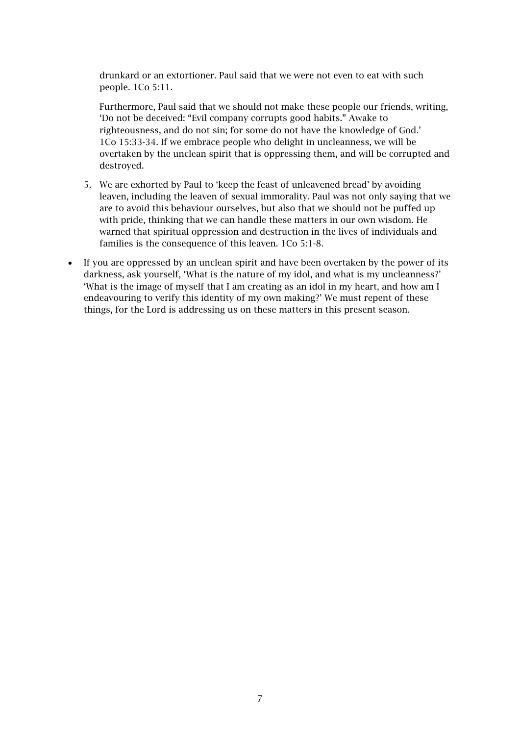drunkard or an extortioner. Paul said that we were not even to eat with such people. 1Co 5:11.

Furthermore, Paul said that we should not make these people our friends, writing, ‘Do not be deceived: “Evil company corrupts good habits.” Awake to righteousness, and do not sin; for some do not have the knowledge of God.’ 1Co 15:33-34. If we embrace people who delight in uncleanness, we will be overtaken by the unclean spirit that is oppressing them, and will be corrupted and destroyed.

5. We are exhorted by Paul to ‘keep the feast of unleavened bread’ by avoiding leaven, including the leaven of sexual immorality. Paul was not only saying that we are to avoid this behaviour ourselves, but also that we should not be puffed up with pride, thinking that we can handle these matters in our own wisdom. He warned that spiritual oppression and destruction in the lives of individuals and families is the consequence of this leaven. 1Co 5:1-8.

- If you are oppressed by an unclean spirit and have been overtaken by the power of its darkness, ask yourself, ‘What is the nature of my idol, and what is my uncleanness?’ ‘What is the image of myself that I am creating as an idol in my heart, and how am I endeavouring to verify this identity of my own making?’ We must repent of these things, for the Lord is addressing us on these matters in this present season.